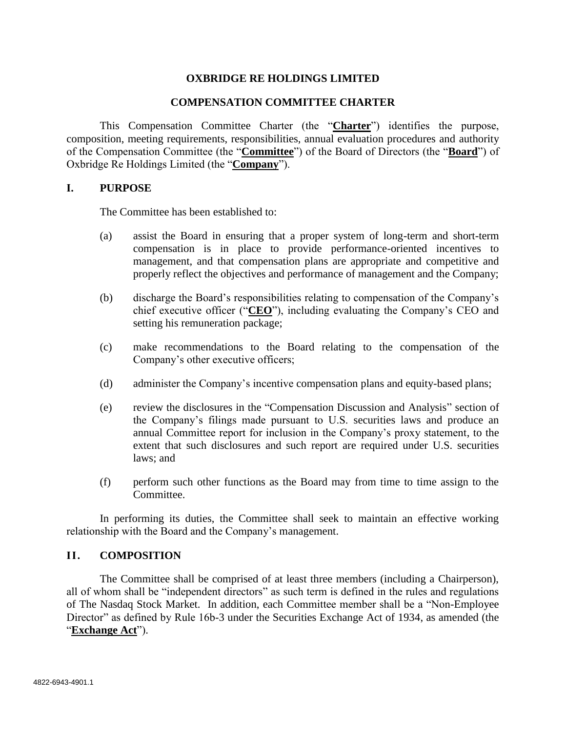# OXBRIDGE RE HOLDINGS LIMITED

## COMPENSATION COMMITTEE CHARTER

This Compensation Committee Charter (the "**Charter**") identifies the purpose, composition, meeting requirements, responsibilities, annual evaluation procedures and authority of the Compensation Committee (the "**Committee**") of the Board of Directors (the "**Board**") of Oxbridge Re Holdings Limited (the "**Company**").

## I. PURPOSE

The Committee has been established to:

(a) assist the Board in ensuring that a proper system of long-term and short-term compensation is in place to provide performance-oriented incentives to management, and that compensation plans are appropriate and competitive and properly reflect the objectives and performance of management and the Company;

(b) discharge the Board's responsibilities relating to compensation of the Company's chief executive officer ("**CEO**"), including evaluating the Company's CEO and setting his remuneration package;

(c) make recommendations to the Board relating to the compensation of the Company's other executive officers;

(d) administer the Company's incentive compensation plans and equity-based plans;

(e) review the disclosures in the "Compensation Discussion and Analysis" section of the Company's filings made pursuant to U.S. securities laws and produce an annual Committee report for inclusion in the Company's proxy statement, to the extent that such disclosures and such report are required under U.S. securities laws; and

(f) perform such other functions as the Board may from time to time assign to the Committee.

In performing its duties, the Committee shall seek to maintain an effective working relationship with the Board and the Company's management.

## II. COMPOSITION

The Committee shall be comprised of at least three members (including a Chairperson), all of whom shall be "independent directors" as such term is defined in the rules and regulations of The Nasdaq Stock Market. In addition, each Committee member shall be a "Non-Employee Director" as defined by Rule 16b-3 under the Securities Exchange Act of 1934, as amended (the "**Exchange Act**").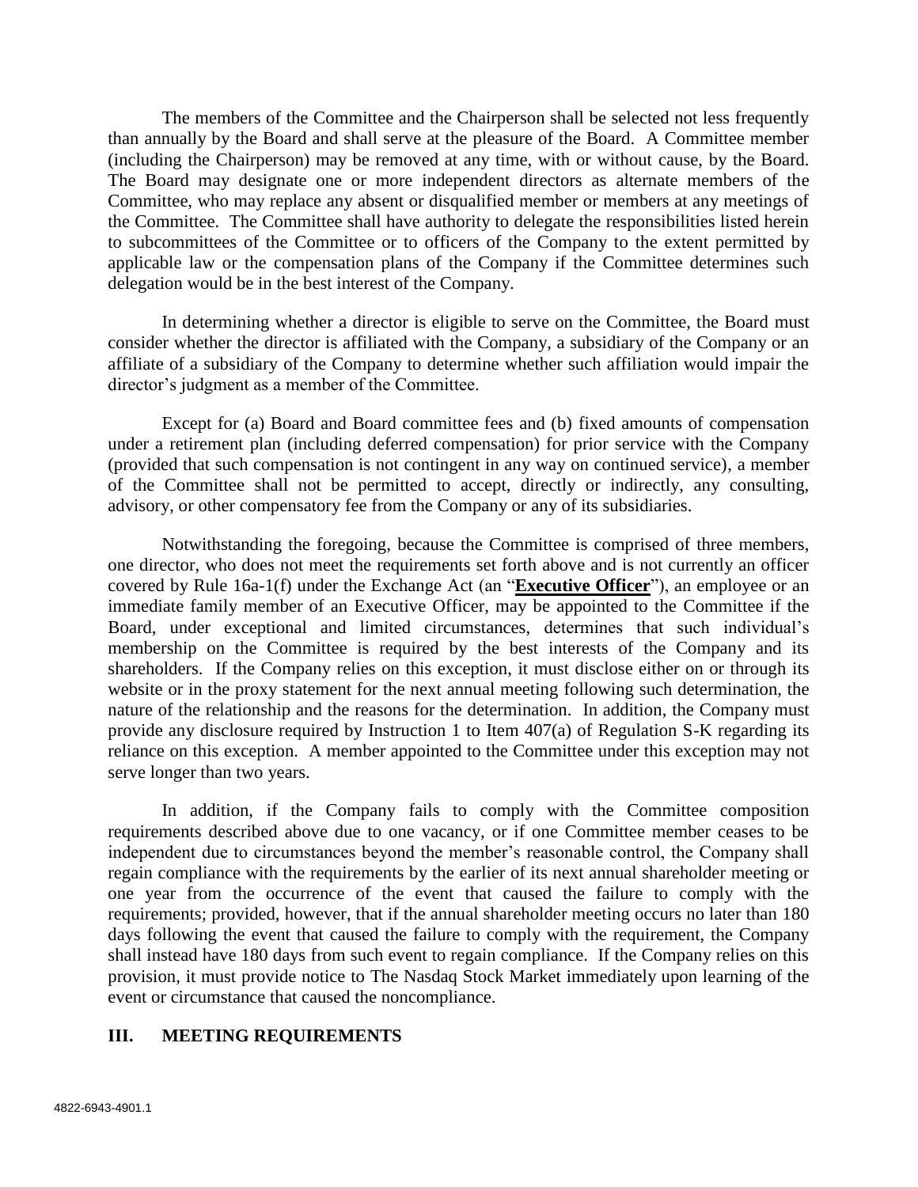The members of the Committee and the Chairperson shall be selected not less frequently than annually by the Board and shall serve at the pleasure of the Board. A Committee member (including the Chairperson) may be removed at any time, with or without cause, by the Board. The Board may designate one or more independent directors as alternate members of the Committee, who may replace any absent or disqualified member or members at any meetings of the Committee. The Committee shall have authority to delegate the responsibilities listed herein to subcommittees of the Committee or to officers of the Company to the extent permitted by applicable law or the compensation plans of the Company if the Committee determines such delegation would be in the best interest of the Company.

In determining whether a director is eligible to serve on the Committee, the Board must consider whether the director is affiliated with the Company, a subsidiary of the Company or an affiliate of a subsidiary of the Company to determine whether such affiliation would impair the director's judgment as a member of the Committee.

Except for (a) Board and Board committee fees and (b) fixed amounts of compensation under a retirement plan (including deferred compensation) for prior service with the Company (provided that such compensation is not contingent in any way on continued service), a member of the Committee shall not be permitted to accept, directly or indirectly, any consulting, advisory, or other compensatory fee from the Company or any of its subsidiaries.

Notwithstanding the foregoing, because the Committee is comprised of three members, one director, who does not meet the requirements set forth above and is not currently an officer covered by Rule 16a-1(f) under the Exchange Act (an "**Executive Officer**"), an employee or an immediate family member of an Executive Officer, may be appointed to the Committee if the Board, under exceptional and limited circumstances, determines that such individual's membership on the Committee is required by the best interests of the Company and its shareholders. If the Company relies on this exception, it must disclose either on or through its website or in the proxy statement for the next annual meeting following such determination, the nature of the relationship and the reasons for the determination. In addition, the Company must provide any disclosure required by Instruction 1 to Item 407(a) of Regulation S-K regarding its reliance on this exception. A member appointed to the Committee under this exception may not serve longer than two years.

In addition, if the Company fails to comply with the Committee composition requirements described above due to one vacancy, or if one Committee member ceases to be independent due to circumstances beyond the member's reasonable control, the Company shall regain compliance with the requirements by the earlier of its next annual shareholder meeting or one year from the occurrence of the event that caused the failure to comply with the requirements; provided, however, that if the annual shareholder meeting occurs no later than 180 days following the event that caused the failure to comply with the requirement, the Company shall instead have 180 days from such event to regain compliance. If the Company relies on this provision, it must provide notice to The Nasdaq Stock Market immediately upon learning of the event or circumstance that caused the noncompliance.

## III. MEETING REQUIREMENTS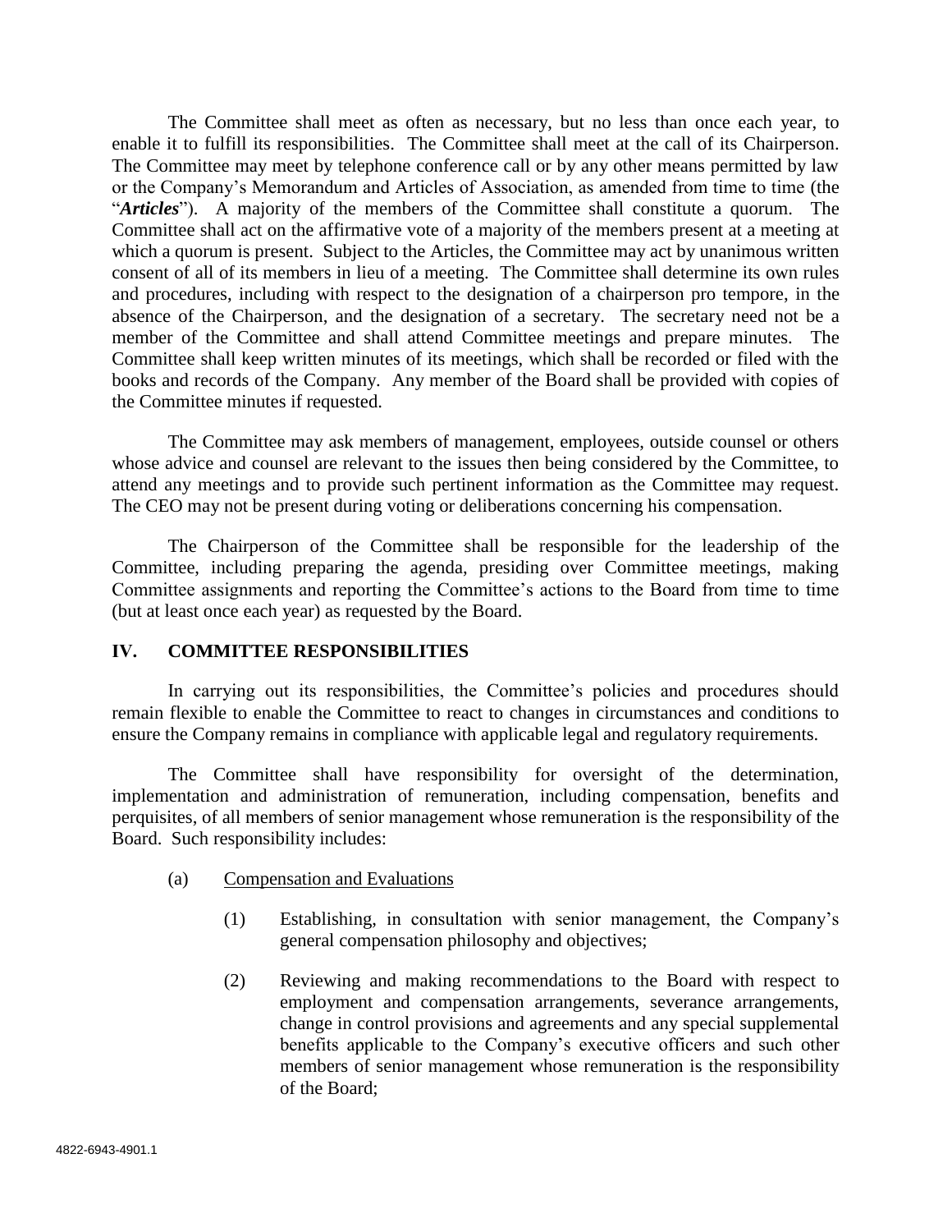The Committee shall meet as often as necessary, but no less than once each year, to enable it to fulfill its responsibilities. The Committee shall meet at the call of its Chairperson. The Committee may meet by telephone conference call or by any other means permitted by law or the Company's Memorandum and Articles of Association, as amended from time to time (the "***Articles***"). A majority of the members of the Committee shall constitute a quorum. The Committee shall act on the affirmative vote of a majority of the members present at a meeting at which a quorum is present. Subject to the Articles, the Committee may act by unanimous written consent of all of its members in lieu of a meeting. The Committee shall determine its own rules and procedures, including with respect to the designation of a chairperson pro tempore, in the absence of the Chairperson, and the designation of a secretary. The secretary need not be a member of the Committee and shall attend Committee meetings and prepare minutes. The Committee shall keep written minutes of its meetings, which shall be recorded or filed with the books and records of the Company. Any member of the Board shall be provided with copies of the Committee minutes if requested.

The Committee may ask members of management, employees, outside counsel or others whose advice and counsel are relevant to the issues then being considered by the Committee, to attend any meetings and to provide such pertinent information as the Committee may request. The CEO may not be present during voting or deliberations concerning his compensation.

The Chairperson of the Committee shall be responsible for the leadership of the Committee, including preparing the agenda, presiding over Committee meetings, making Committee assignments and reporting the Committee's actions to the Board from time to time (but at least once each year) as requested by the Board.

## IV. COMMITTEE RESPONSIBILITIES

In carrying out its responsibilities, the Committee's policies and procedures should remain flexible to enable the Committee to react to changes in circumstances and conditions to ensure the Company remains in compliance with applicable legal and regulatory requirements.

The Committee shall have responsibility for oversight of the determination, implementation and administration of remuneration, including compensation, benefits and perquisites, of all members of senior management whose remuneration is the responsibility of the Board. Such responsibility includes:

(a) Compensation and Evaluations

(1) Establishing, in consultation with senior management, the Company's general compensation philosophy and objectives;

(2) Reviewing and making recommendations to the Board with respect to employment and compensation arrangements, severance arrangements, change in control provisions and agreements and any special supplemental benefits applicable to the Company's executive officers and such other members of senior management whose remuneration is the responsibility of the Board;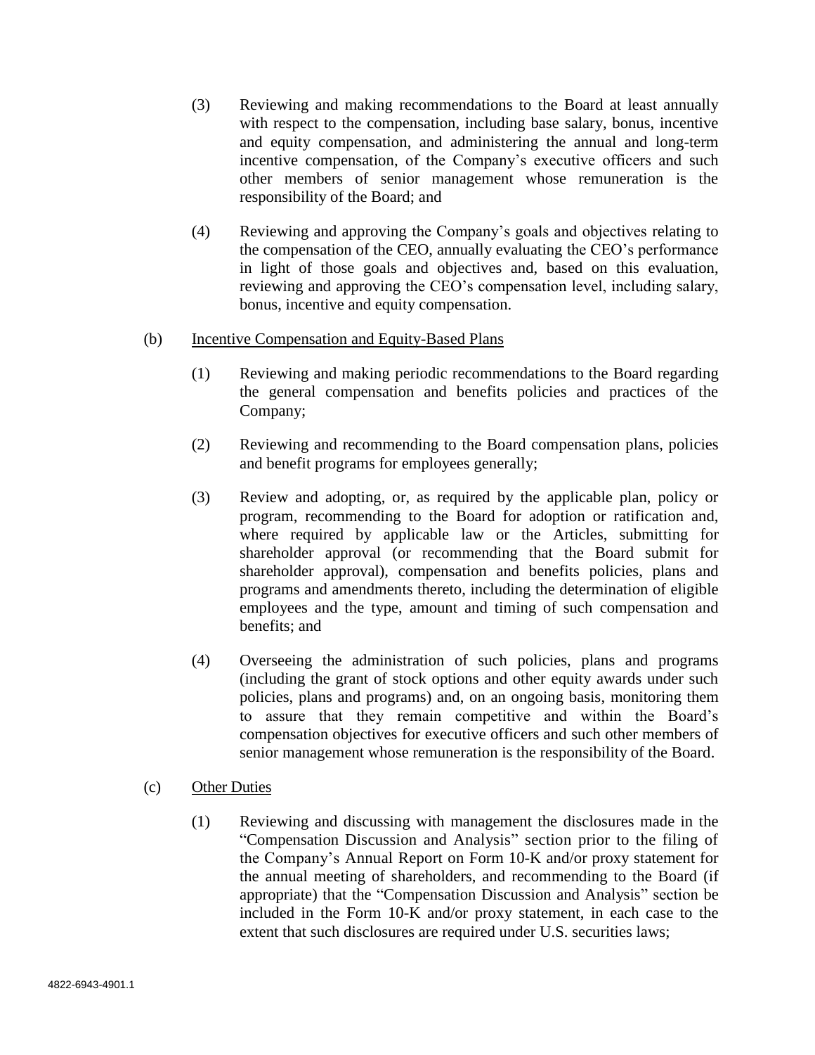(3) Reviewing and making recommendations to the Board at least annually with respect to the compensation, including base salary, bonus, incentive and equity compensation, and administering the annual and long-term incentive compensation, of the Company's executive officers and such other members of senior management whose remuneration is the responsibility of the Board; and

(4) Reviewing and approving the Company's goals and objectives relating to the compensation of the CEO, annually evaluating the CEO's performance in light of those goals and objectives and, based on this evaluation, reviewing and approving the CEO's compensation level, including salary, bonus, incentive and equity compensation.

(b) <u>Incentive Compensation and Equity-Based Plans</u>

(1) Reviewing and making periodic recommendations to the Board regarding the general compensation and benefits policies and practices of the Company;

(2) Reviewing and recommending to the Board compensation plans, policies and benefit programs for employees generally;

(3) Review and adopting, or, as required by the applicable plan, policy or program, recommending to the Board for adoption or ratification and, where required by applicable law or the Articles, submitting for shareholder approval (or recommending that the Board submit for shareholder approval), compensation and benefits policies, plans and programs and amendments thereto, including the determination of eligible employees and the type, amount and timing of such compensation and benefits; and

(4) Overseeing the administration of such policies, plans and programs (including the grant of stock options and other equity awards under such policies, plans and programs) and, on an ongoing basis, monitoring them to assure that they remain competitive and within the Board's compensation objectives for executive officers and such other members of senior management whose remuneration is the responsibility of the Board.

(c) <u>Other Duties</u>

(1) Reviewing and discussing with management the disclosures made in the "Compensation Discussion and Analysis" section prior to the filing of the Company's Annual Report on Form 10-K and/or proxy statement for the annual meeting of shareholders, and recommending to the Board (if appropriate) that the "Compensation Discussion and Analysis" section be included in the Form 10-K and/or proxy statement, in each case to the extent that such disclosures are required under U.S. securities laws;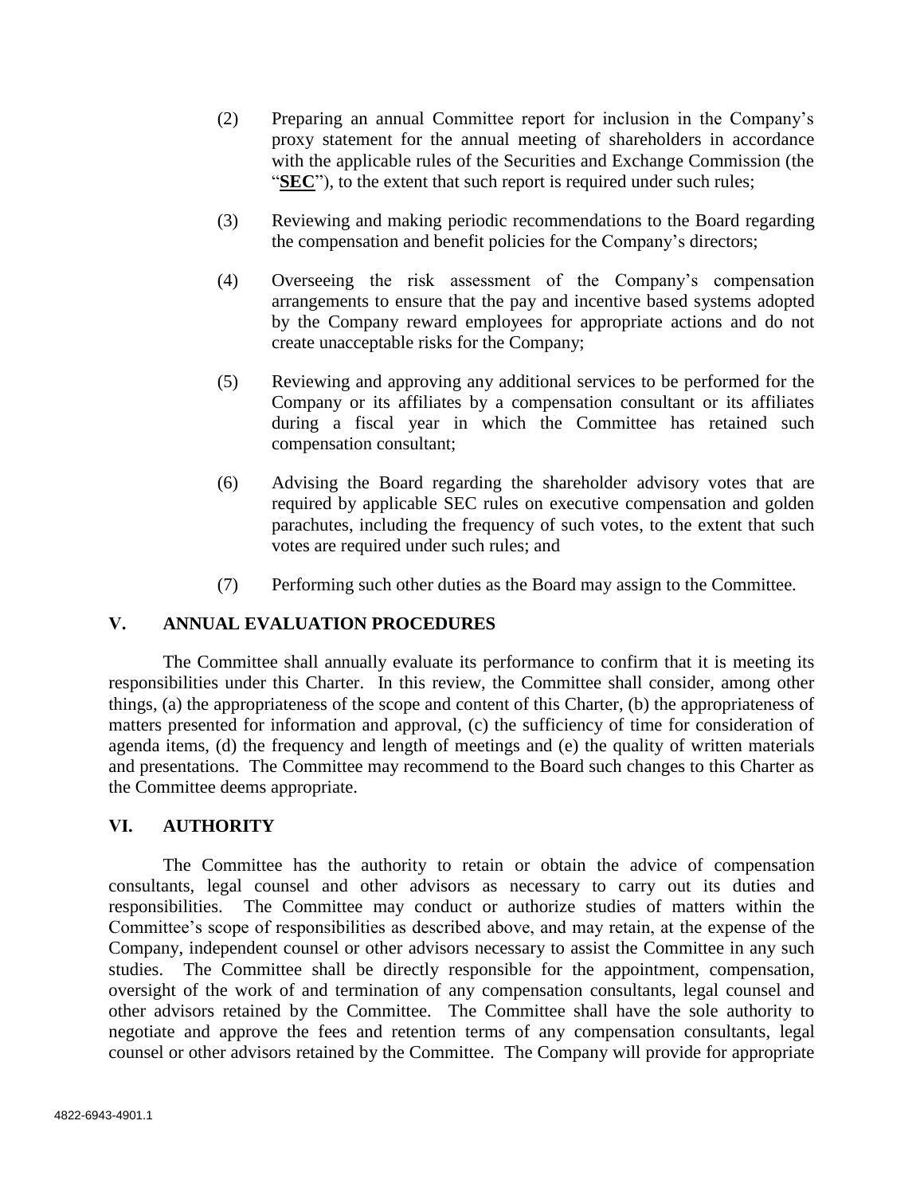(2) Preparing an annual Committee report for inclusion in the Company's proxy statement for the annual meeting of shareholders in accordance with the applicable rules of the Securities and Exchange Commission (the "**SEC**"), to the extent that such report is required under such rules;

(3) Reviewing and making periodic recommendations to the Board regarding the compensation and benefit policies for the Company's directors;

(4) Overseeing the risk assessment of the Company's compensation arrangements to ensure that the pay and incentive based systems adopted by the Company reward employees for appropriate actions and do not create unacceptable risks for the Company;

(5) Reviewing and approving any additional services to be performed for the Company or its affiliates by a compensation consultant or its affiliates during a fiscal year in which the Committee has retained such compensation consultant;

(6) Advising the Board regarding the shareholder advisory votes that are required by applicable SEC rules on executive compensation and golden parachutes, including the frequency of such votes, to the extent that such votes are required under such rules; and

(7) Performing such other duties as the Board may assign to the Committee.

## V. ANNUAL EVALUATION PROCEDURES

The Committee shall annually evaluate its performance to confirm that it is meeting its responsibilities under this Charter. In this review, the Committee shall consider, among other things, (a) the appropriateness of the scope and content of this Charter, (b) the appropriateness of matters presented for information and approval, (c) the sufficiency of time for consideration of agenda items, (d) the frequency and length of meetings and (e) the quality of written materials and presentations. The Committee may recommend to the Board such changes to this Charter as the Committee deems appropriate.

## VI. AUTHORITY

The Committee has the authority to retain or obtain the advice of compensation consultants, legal counsel and other advisors as necessary to carry out its duties and responsibilities. The Committee may conduct or authorize studies of matters within the Committee's scope of responsibilities as described above, and may retain, at the expense of the Company, independent counsel or other advisors necessary to assist the Committee in any such studies. The Committee shall be directly responsible for the appointment, compensation, oversight of the work of and termination of any compensation consultants, legal counsel and other advisors retained by the Committee. The Committee shall have the sole authority to negotiate and approve the fees and retention terms of any compensation consultants, legal counsel or other advisors retained by the Committee. The Company will provide for appropriate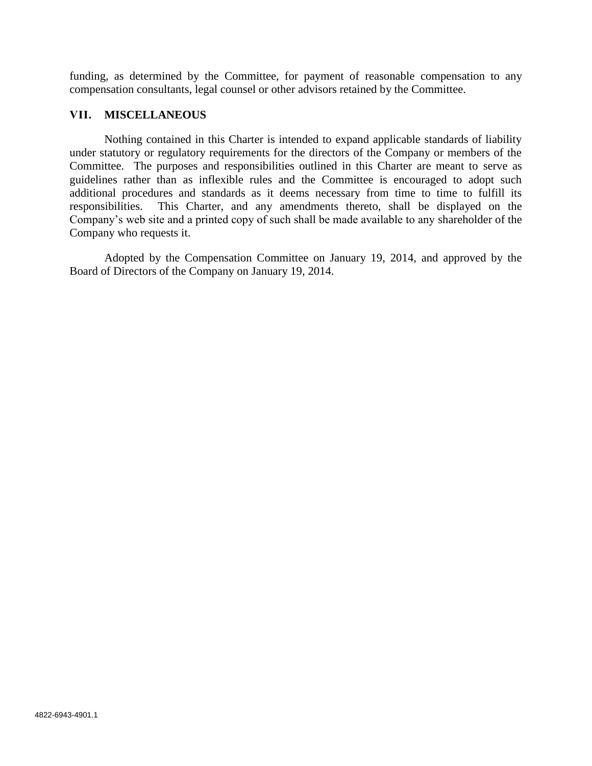funding, as determined by the Committee, for payment of reasonable compensation to any compensation consultants, legal counsel or other advisors retained by the Committee.

## VII. MISCELLANEOUS

Nothing contained in this Charter is intended to expand applicable standards of liability under statutory or regulatory requirements for the directors of the Company or members of the Committee. The purposes and responsibilities outlined in this Charter are meant to serve as guidelines rather than as inflexible rules and the Committee is encouraged to adopt such additional procedures and standards as it deems necessary from time to time to fulfill its responsibilities. This Charter, and any amendments thereto, shall be displayed on the Company's web site and a printed copy of such shall be made available to any shareholder of the Company who requests it.

Adopted by the Compensation Committee on January 19, 2014, and approved by the Board of Directors of the Company on January 19, 2014.